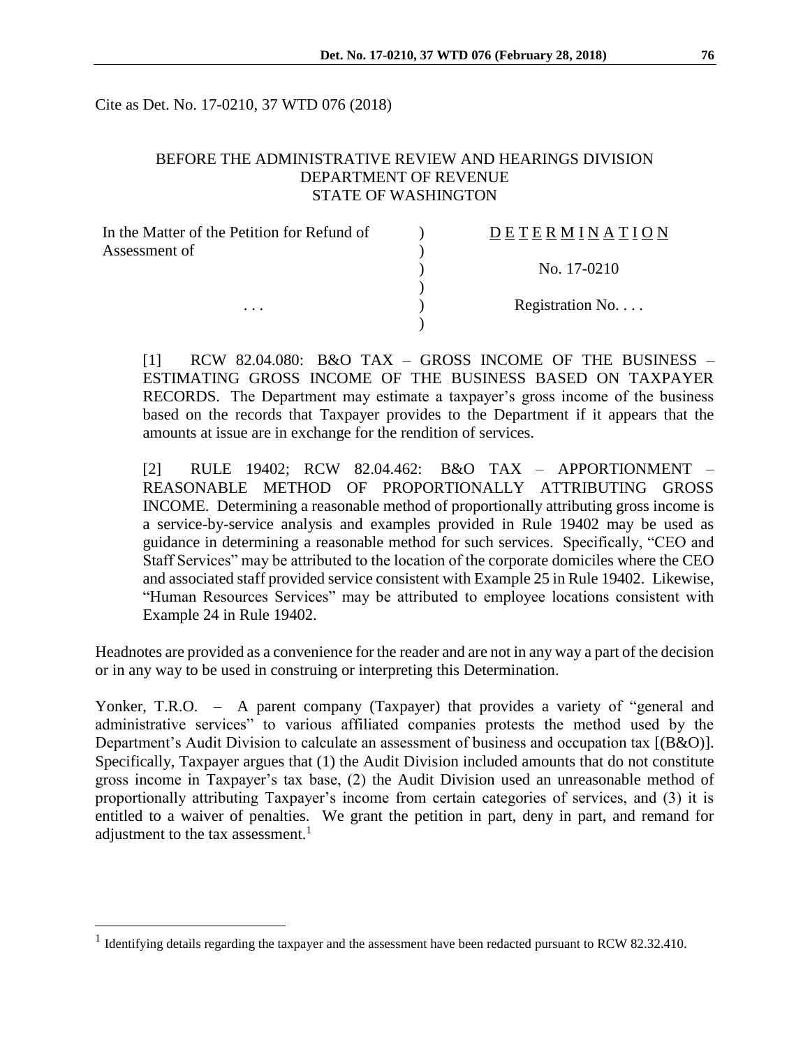Cite as Det. No. 17-0210, 37 WTD 076 (2018)

BEFORE THE ADMINISTRATIVE REVIEW AND HEARINGS DIVISION
DEPARTMENT OF REVENUE
STATE OF WASHINGTON

| | | |
|---|---|---|
| In the Matter of the Petition for Refund of Assessment of | ) | D E T E R M I N A T I O N |
| | ) | No. 17-0210 |
| . . . | ) | Registration No. . . . |

[1] RCW 82.04.080: B&O TAX – GROSS INCOME OF THE BUSINESS – ESTIMATING GROSS INCOME OF THE BUSINESS BASED ON TAXPAYER RECORDS. The Department may estimate a taxpayer's gross income of the business based on the records that Taxpayer provides to the Department if it appears that the amounts at issue are in exchange for the rendition of services.

[2] RULE 19402; RCW 82.04.462: B&O TAX – APPORTIONMENT – REASONABLE METHOD OF PROPORTIONALLY ATTRIBUTING GROSS INCOME. Determining a reasonable method of proportionally attributing gross income is a service-by-service analysis and examples provided in Rule 19402 may be used as guidance in determining a reasonable method for such services. Specifically, "CEO and Staff Services" may be attributed to the location of the corporate domiciles where the CEO and associated staff provided service consistent with Example 25 in Rule 19402. Likewise, "Human Resources Services" may be attributed to employee locations consistent with Example 24 in Rule 19402.

Headnotes are provided as a convenience for the reader and are not in any way a part of the decision or in any way to be used in construing or interpreting this Determination.

Yonker, T.R.O. – A parent company (Taxpayer) that provides a variety of "general and administrative services" to various affiliated companies protests the method used by the Department's Audit Division to calculate an assessment of business and occupation tax [(B&O)]. Specifically, Taxpayer argues that (1) the Audit Division included amounts that do not constitute gross income in Taxpayer's tax base, (2) the Audit Division used an unreasonable method of proportionally attributing Taxpayer's income from certain categories of services, and (3) it is entitled to a waiver of penalties. We grant the petition in part, deny in part, and remand for adjustment to the tax assessment.[1]

[1] Identifying details regarding the taxpayer and the assessment have been redacted pursuant to RCW 82.32.410.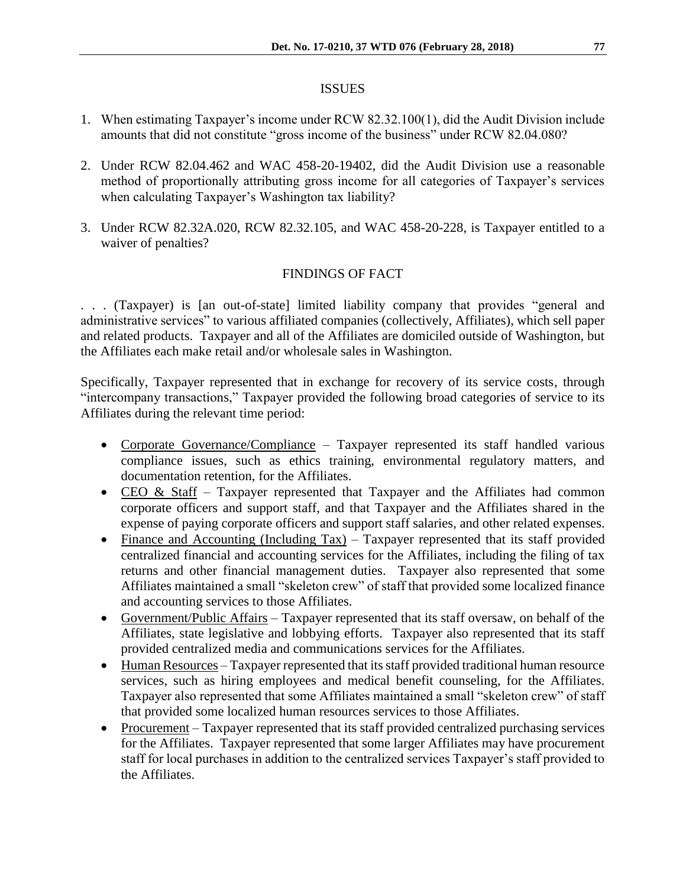## ISSUES

1. When estimating Taxpayer's income under RCW 82.32.100(1), did the Audit Division include amounts that did not constitute "gross income of the business" under RCW 82.04.080?

2. Under RCW 82.04.462 and WAC 458-20-19402, did the Audit Division use a reasonable method of proportionally attributing gross income for all categories of Taxpayer's services when calculating Taxpayer's Washington tax liability?

3. Under RCW 82.32A.020, RCW 82.32.105, and WAC 458-20-228, is Taxpayer entitled to a waiver of penalties?

## FINDINGS OF FACT

. . . (Taxpayer) is [an out-of-state] limited liability company that provides "general and administrative services" to various affiliated companies (collectively, Affiliates), which sell paper and related products. Taxpayer and all of the Affiliates are domiciled outside of Washington, but the Affiliates each make retail and/or wholesale sales in Washington.

Specifically, Taxpayer represented that in exchange for recovery of its service costs, through "intercompany transactions," Taxpayer provided the following broad categories of service to its Affiliates during the relevant time period:

- Corporate Governance/Compliance – Taxpayer represented its staff handled various compliance issues, such as ethics training, environmental regulatory matters, and documentation retention, for the Affiliates.
- CEO & Staff – Taxpayer represented that Taxpayer and the Affiliates had common corporate officers and support staff, and that Taxpayer and the Affiliates shared in the expense of paying corporate officers and support staff salaries, and other related expenses.
- Finance and Accounting (Including Tax) – Taxpayer represented that its staff provided centralized financial and accounting services for the Affiliates, including the filing of tax returns and other financial management duties. Taxpayer also represented that some Affiliates maintained a small "skeleton crew" of staff that provided some localized finance and accounting services to those Affiliates.
- Government/Public Affairs – Taxpayer represented that its staff oversaw, on behalf of the Affiliates, state legislative and lobbying efforts. Taxpayer also represented that its staff provided centralized media and communications services for the Affiliates.
- Human Resources – Taxpayer represented that its staff provided traditional human resource services, such as hiring employees and medical benefit counseling, for the Affiliates. Taxpayer also represented that some Affiliates maintained a small "skeleton crew" of staff that provided some localized human resources services to those Affiliates.
- Procurement – Taxpayer represented that its staff provided centralized purchasing services for the Affiliates. Taxpayer represented that some larger Affiliates may have procurement staff for local purchases in addition to the centralized services Taxpayer's staff provided to the Affiliates.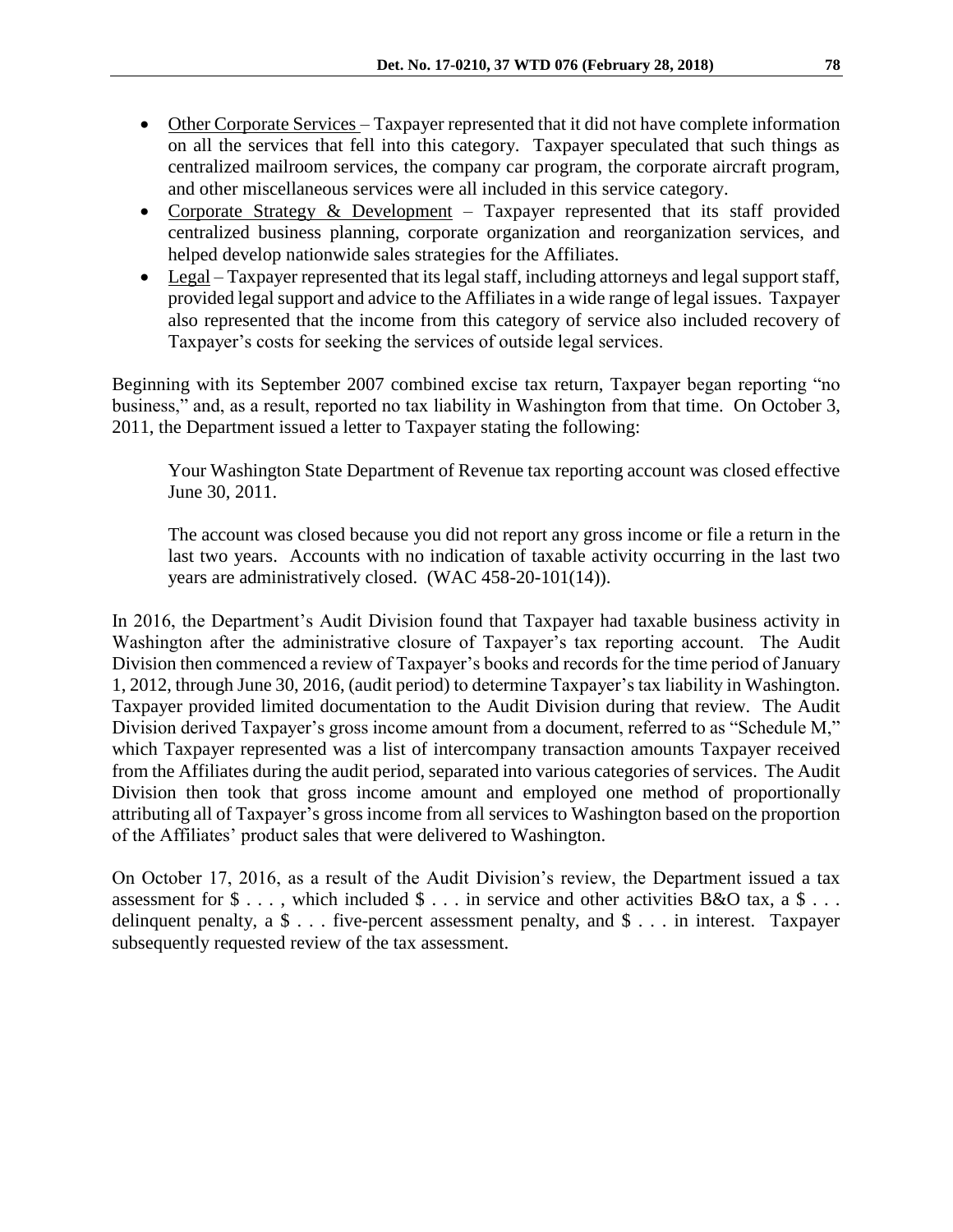- Other Corporate Services – Taxpayer represented that it did not have complete information on all the services that fell into this category. Taxpayer speculated that such things as centralized mailroom services, the company car program, the corporate aircraft program, and other miscellaneous services were all included in this service category.
- Corporate Strategy & Development – Taxpayer represented that its staff provided centralized business planning, corporate organization and reorganization services, and helped develop nationwide sales strategies for the Affiliates.
- Legal – Taxpayer represented that its legal staff, including attorneys and legal support staff, provided legal support and advice to the Affiliates in a wide range of legal issues. Taxpayer also represented that the income from this category of service also included recovery of Taxpayer's costs for seeking the services of outside legal services.

Beginning with its September 2007 combined excise tax return, Taxpayer began reporting "no business," and, as a result, reported no tax liability in Washington from that time. On October 3, 2011, the Department issued a letter to Taxpayer stating the following:

> Your Washington State Department of Revenue tax reporting account was closed effective June 30, 2011.
>
> The account was closed because you did not report any gross income or file a return in the last two years. Accounts with no indication of taxable activity occurring in the last two years are administratively closed. (WAC 458-20-101(14)).

In 2016, the Department's Audit Division found that Taxpayer had taxable business activity in Washington after the administrative closure of Taxpayer's tax reporting account. The Audit Division then commenced a review of Taxpayer's books and records for the time period of January 1, 2012, through June 30, 2016, (audit period) to determine Taxpayer's tax liability in Washington. Taxpayer provided limited documentation to the Audit Division during that review. The Audit Division derived Taxpayer's gross income amount from a document, referred to as "Schedule M," which Taxpayer represented was a list of intercompany transaction amounts Taxpayer received from the Affiliates during the audit period, separated into various categories of services. The Audit Division then took that gross income amount and employed one method of proportionally attributing all of Taxpayer's gross income from all services to Washington based on the proportion of the Affiliates' product sales that were delivered to Washington.

On October 17, 2016, as a result of the Audit Division's review, the Department issued a tax assessment for $ . . . , which included $ . . . in service and other activities B&O tax, a $ . . . delinquent penalty, a $ . . . five-percent assessment penalty, and $ . . . in interest. Taxpayer subsequently requested review of the tax assessment.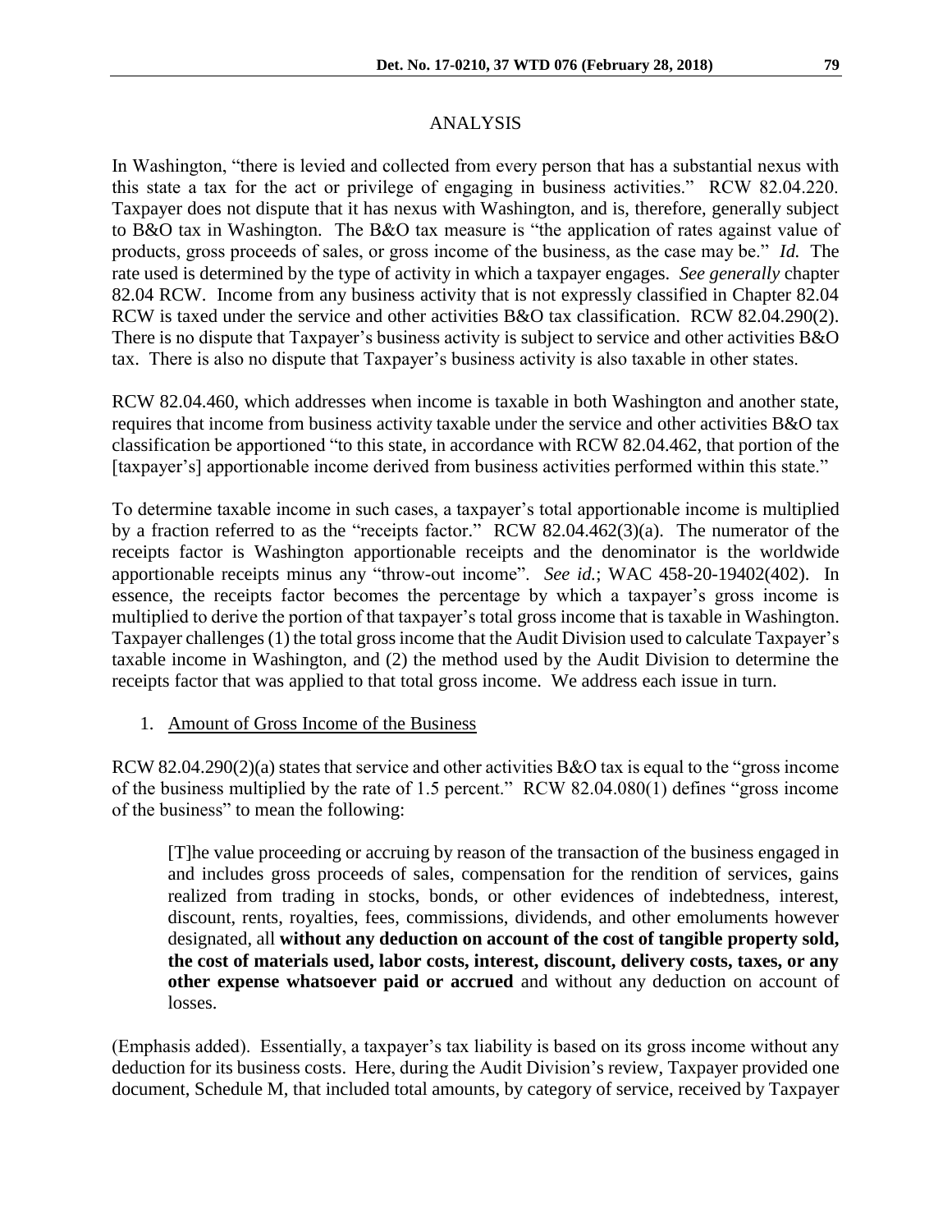## ANALYSIS

In Washington, "there is levied and collected from every person that has a substantial nexus with this state a tax for the act or privilege of engaging in business activities." RCW 82.04.220. Taxpayer does not dispute that it has nexus with Washington, and is, therefore, generally subject to B&O tax in Washington. The B&O tax measure is "the application of rates against value of products, gross proceeds of sales, or gross income of the business, as the case may be." *Id.* The rate used is determined by the type of activity in which a taxpayer engages. *See generally* chapter 82.04 RCW. Income from any business activity that is not expressly classified in Chapter 82.04 RCW is taxed under the service and other activities B&O tax classification. RCW 82.04.290(2). There is no dispute that Taxpayer's business activity is subject to service and other activities B&O tax. There is also no dispute that Taxpayer's business activity is also taxable in other states.

RCW 82.04.460, which addresses when income is taxable in both Washington and another state, requires that income from business activity taxable under the service and other activities B&O tax classification be apportioned "to this state, in accordance with RCW 82.04.462, that portion of the [taxpayer's] apportionable income derived from business activities performed within this state."

To determine taxable income in such cases, a taxpayer's total apportionable income is multiplied by a fraction referred to as the "receipts factor." RCW 82.04.462(3)(a). The numerator of the receipts factor is Washington apportionable receipts and the denominator is the worldwide apportionable receipts minus any "throw-out income". *See id.*; WAC 458-20-19402(402). In essence, the receipts factor becomes the percentage by which a taxpayer's gross income is multiplied to derive the portion of that taxpayer's total gross income that is taxable in Washington. Taxpayer challenges (1) the total gross income that the Audit Division used to calculate Taxpayer's taxable income in Washington, and (2) the method used by the Audit Division to determine the receipts factor that was applied to that total gross income. We address each issue in turn.

1. Amount of Gross Income of the Business

RCW 82.04.290(2)(a) states that service and other activities B&O tax is equal to the "gross income of the business multiplied by the rate of 1.5 percent." RCW 82.04.080(1) defines "gross income of the business" to mean the following:

> [T]he value proceeding or accruing by reason of the transaction of the business engaged in and includes gross proceeds of sales, compensation for the rendition of services, gains realized from trading in stocks, bonds, or other evidences of indebtedness, interest, discount, rents, royalties, fees, commissions, dividends, and other emoluments however designated, all **without any deduction on account of the cost of tangible property sold, the cost of materials used, labor costs, interest, discount, delivery costs, taxes, or any other expense whatsoever paid or accrued** and without any deduction on account of losses.

(Emphasis added). Essentially, a taxpayer's tax liability is based on its gross income without any deduction for its business costs. Here, during the Audit Division's review, Taxpayer provided one document, Schedule M, that included total amounts, by category of service, received by Taxpayer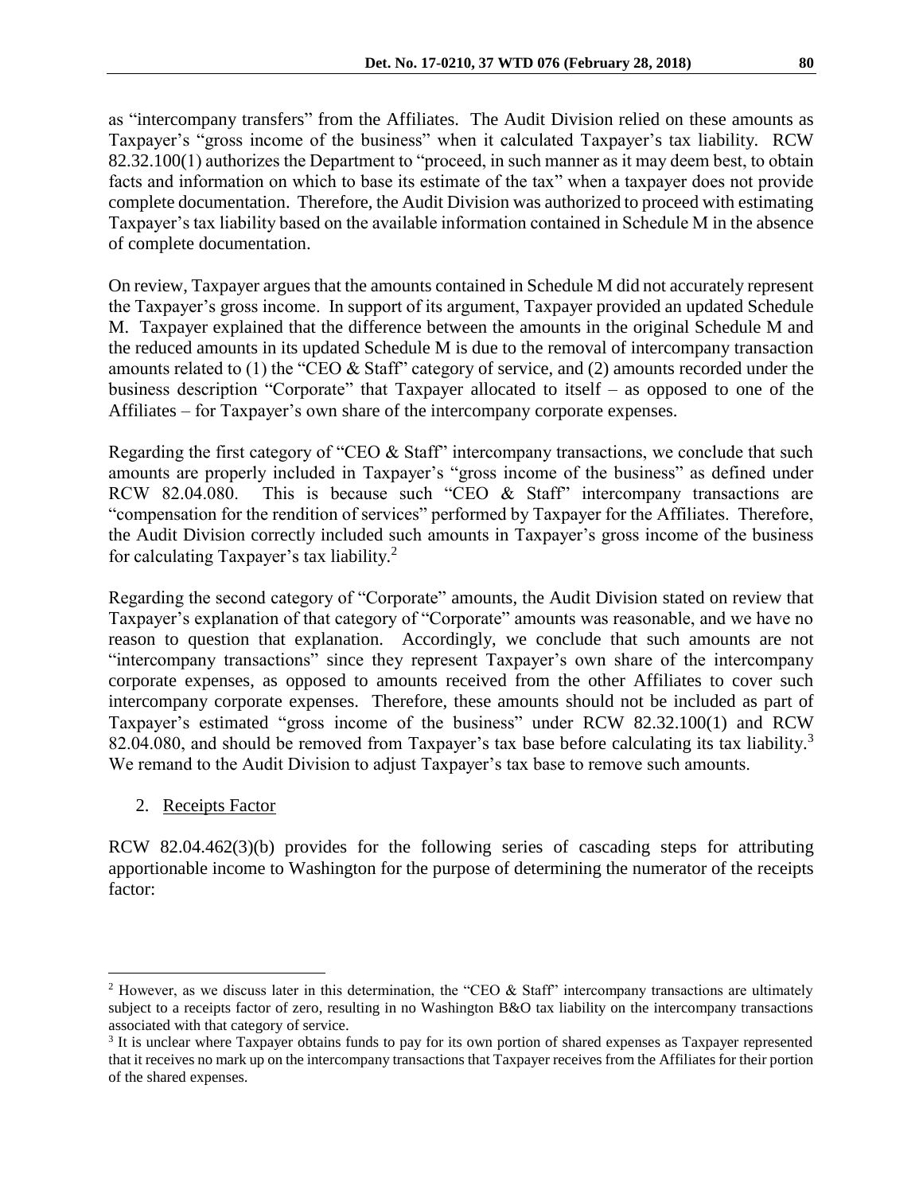as "intercompany transfers" from the Affiliates. The Audit Division relied on these amounts as Taxpayer's "gross income of the business" when it calculated Taxpayer's tax liability. RCW 82.32.100(1) authorizes the Department to "proceed, in such manner as it may deem best, to obtain facts and information on which to base its estimate of the tax" when a taxpayer does not provide complete documentation. Therefore, the Audit Division was authorized to proceed with estimating Taxpayer's tax liability based on the available information contained in Schedule M in the absence of complete documentation.

On review, Taxpayer argues that the amounts contained in Schedule M did not accurately represent the Taxpayer's gross income. In support of its argument, Taxpayer provided an updated Schedule M. Taxpayer explained that the difference between the amounts in the original Schedule M and the reduced amounts in its updated Schedule M is due to the removal of intercompany transaction amounts related to (1) the "CEO & Staff" category of service, and (2) amounts recorded under the business description "Corporate" that Taxpayer allocated to itself – as opposed to one of the Affiliates – for Taxpayer's own share of the intercompany corporate expenses.

Regarding the first category of "CEO & Staff" intercompany transactions, we conclude that such amounts are properly included in Taxpayer's "gross income of the business" as defined under RCW 82.04.080. This is because such "CEO & Staff" intercompany transactions are "compensation for the rendition of services" performed by Taxpayer for the Affiliates. Therefore, the Audit Division correctly included such amounts in Taxpayer's gross income of the business for calculating Taxpayer's tax liability.[2]

Regarding the second category of "Corporate" amounts, the Audit Division stated on review that Taxpayer's explanation of that category of "Corporate" amounts was reasonable, and we have no reason to question that explanation. Accordingly, we conclude that such amounts are not "intercompany transactions" since they represent Taxpayer's own share of the intercompany corporate expenses, as opposed to amounts received from the other Affiliates to cover such intercompany corporate expenses. Therefore, these amounts should not be included as part of Taxpayer's estimated "gross income of the business" under RCW 82.32.100(1) and RCW 82.04.080, and should be removed from Taxpayer's tax base before calculating its tax liability.[3] We remand to the Audit Division to adjust Taxpayer's tax base to remove such amounts.

2. Receipts Factor

RCW 82.04.462(3)(b) provides for the following series of cascading steps for attributing apportionable income to Washington for the purpose of determining the numerator of the receipts factor:

---

[2] However, as we discuss later in this determination, the "CEO & Staff" intercompany transactions are ultimately subject to a receipts factor of zero, resulting in no Washington B&O tax liability on the intercompany transactions associated with that category of service.

[3] It is unclear where Taxpayer obtains funds to pay for its own portion of shared expenses as Taxpayer represented that it receives no mark up on the intercompany transactions that Taxpayer receives from the Affiliates for their portion of the shared expenses.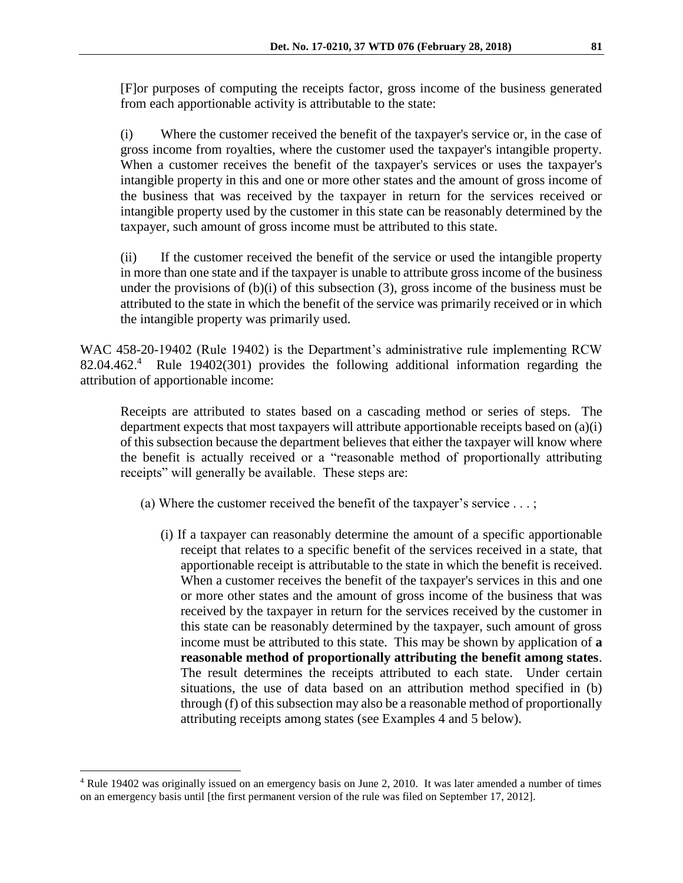> [F]or purposes of computing the receipts factor, gross income of the business generated from each apportionable activity is attributable to the state:
>
> (i) Where the customer received the benefit of the taxpayer's service or, in the case of gross income from royalties, where the customer used the taxpayer's intangible property. When a customer receives the benefit of the taxpayer's services or uses the taxpayer's intangible property in this and one or more other states and the amount of gross income of the business that was received by the taxpayer in return for the services received or intangible property used by the customer in this state can be reasonably determined by the taxpayer, such amount of gross income must be attributed to this state.
>
> (ii) If the customer received the benefit of the service or used the intangible property in more than one state and if the taxpayer is unable to attribute gross income of the business under the provisions of (b)(i) of this subsection (3), gross income of the business must be attributed to the state in which the benefit of the service was primarily received or in which the intangible property was primarily used.

WAC 458-20-19402 (Rule 19402) is the Department's administrative rule implementing RCW 82.04.462.[4] Rule 19402(301) provides the following additional information regarding the attribution of apportionable income:

> Receipts are attributed to states based on a cascading method or series of steps. The department expects that most taxpayers will attribute apportionable receipts based on (a)(i) of this subsection because the department believes that either the taxpayer will know where the benefit is actually received or a "reasonable method of proportionally attributing receipts" will generally be available. These steps are:
>
> (a) Where the customer received the benefit of the taxpayer's service . . . ;
>
> (i) If a taxpayer can reasonably determine the amount of a specific apportionable receipt that relates to a specific benefit of the services received in a state, that apportionable receipt is attributable to the state in which the benefit is received. When a customer receives the benefit of the taxpayer's services in this and one or more other states and the amount of gross income of the business that was received by the taxpayer in return for the services received by the customer in this state can be reasonably determined by the taxpayer, such amount of gross income must be attributed to this state. This may be shown by application of **a reasonable method of proportionally attributing the benefit among states**. The result determines the receipts attributed to each state. Under certain situations, the use of data based on an attribution method specified in (b) through (f) of this subsection may also be a reasonable method of proportionally attributing receipts among states (see Examples 4 and 5 below).

---

[4] Rule 19402 was originally issued on an emergency basis on June 2, 2010. It was later amended a number of times on an emergency basis until [the first permanent version of the rule was filed on September 17, 2012].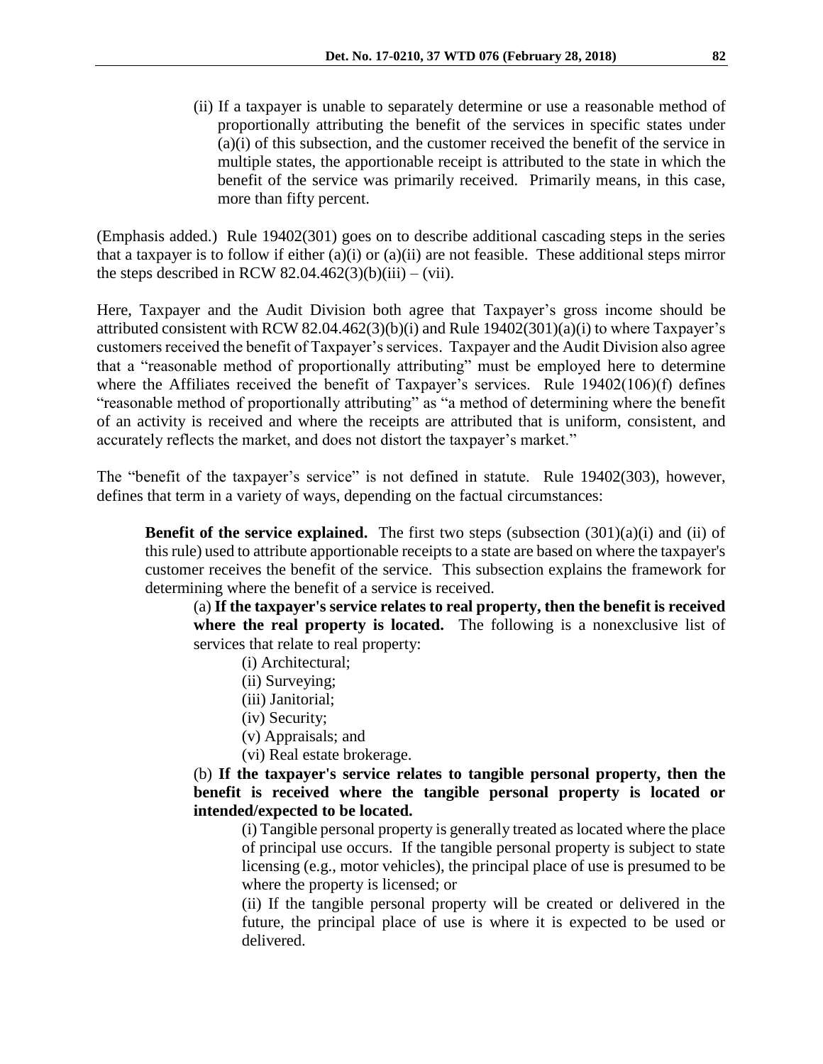> (ii) If a taxpayer is unable to separately determine or use a reasonable method of proportionally attributing the benefit of the services in specific states under (a)(i) of this subsection, and the customer received the benefit of the service in multiple states, the apportionable receipt is attributed to the state in which the benefit of the service was primarily received. Primarily means, in this case, more than fifty percent.

(Emphasis added.) Rule 19402(301) goes on to describe additional cascading steps in the series that a taxpayer is to follow if either (a)(i) or (a)(ii) are not feasible. These additional steps mirror the steps described in RCW 82.04.462(3)(b)(iii) – (vii).

Here, Taxpayer and the Audit Division both agree that Taxpayer's gross income should be attributed consistent with RCW 82.04.462(3)(b)(i) and Rule 19402(301)(a)(i) to where Taxpayer's customers received the benefit of Taxpayer's services. Taxpayer and the Audit Division also agree that a "reasonable method of proportionally attributing" must be employed here to determine where the Affiliates received the benefit of Taxpayer's services. Rule 19402(106)(f) defines "reasonable method of proportionally attributing" as "a method of determining where the benefit of an activity is received and where the receipts are attributed that is uniform, consistent, and accurately reflects the market, and does not distort the taxpayer's market."

The "benefit of the taxpayer's service" is not defined in statute. Rule 19402(303), however, defines that term in a variety of ways, depending on the factual circumstances:

> **Benefit of the service explained.** The first two steps (subsection (301)(a)(i) and (ii) of this rule) used to attribute apportionable receipts to a state are based on where the taxpayer's customer receives the benefit of the service. This subsection explains the framework for determining where the benefit of a service is received.
>
> (a) **If the taxpayer's service relates to real property, then the benefit is received where the real property is located.** The following is a nonexclusive list of services that relate to real property:
>
> (i) Architectural;
>
> (ii) Surveying;
>
> (iii) Janitorial;
>
> (iv) Security;
>
> (v) Appraisals; and
>
> (vi) Real estate brokerage.
>
> (b) **If the taxpayer's service relates to tangible personal property, then the benefit is received where the tangible personal property is located or intended/expected to be located.**
>
> (i) Tangible personal property is generally treated as located where the place of principal use occurs. If the tangible personal property is subject to state licensing (e.g., motor vehicles), the principal place of use is presumed to be where the property is licensed; or
>
> (ii) If the tangible personal property will be created or delivered in the future, the principal place of use is where it is expected to be used or delivered.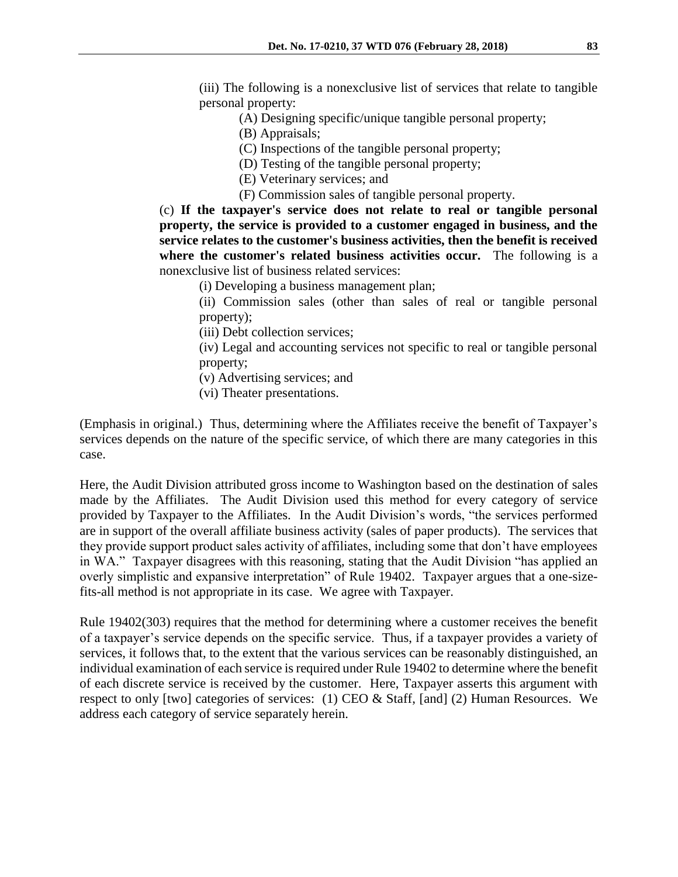(iii) The following is a nonexclusive list of services that relate to tangible personal property:

(A) Designing specific/unique tangible personal property;

(B) Appraisals;

(C) Inspections of the tangible personal property;

(D) Testing of the tangible personal property;

(E) Veterinary services; and

(F) Commission sales of tangible personal property.

(c) **If the taxpayer's service does not relate to real or tangible personal property, the service is provided to a customer engaged in business, and the service relates to the customer's business activities, then the benefit is received where the customer's related business activities occur.** The following is a nonexclusive list of business related services:

(i) Developing a business management plan;

(ii) Commission sales (other than sales of real or tangible personal property);

(iii) Debt collection services;

(iv) Legal and accounting services not specific to real or tangible personal property;

(v) Advertising services; and

(vi) Theater presentations.

(Emphasis in original.) Thus, determining where the Affiliates receive the benefit of Taxpayer's services depends on the nature of the specific service, of which there are many categories in this case.

Here, the Audit Division attributed gross income to Washington based on the destination of sales made by the Affiliates. The Audit Division used this method for every category of service provided by Taxpayer to the Affiliates. In the Audit Division's words, "the services performed are in support of the overall affiliate business activity (sales of paper products). The services that they provide support product sales activity of affiliates, including some that don't have employees in WA." Taxpayer disagrees with this reasoning, stating that the Audit Division "has applied an overly simplistic and expansive interpretation" of Rule 19402. Taxpayer argues that a one-size-fits-all method is not appropriate in its case. We agree with Taxpayer.

Rule 19402(303) requires that the method for determining where a customer receives the benefit of a taxpayer's service depends on the specific service. Thus, if a taxpayer provides a variety of services, it follows that, to the extent that the various services can be reasonably distinguished, an individual examination of each service is required under Rule 19402 to determine where the benefit of each discrete service is received by the customer. Here, Taxpayer asserts this argument with respect to only [two] categories of services: (1) CEO & Staff, [and] (2) Human Resources. We address each category of service separately herein.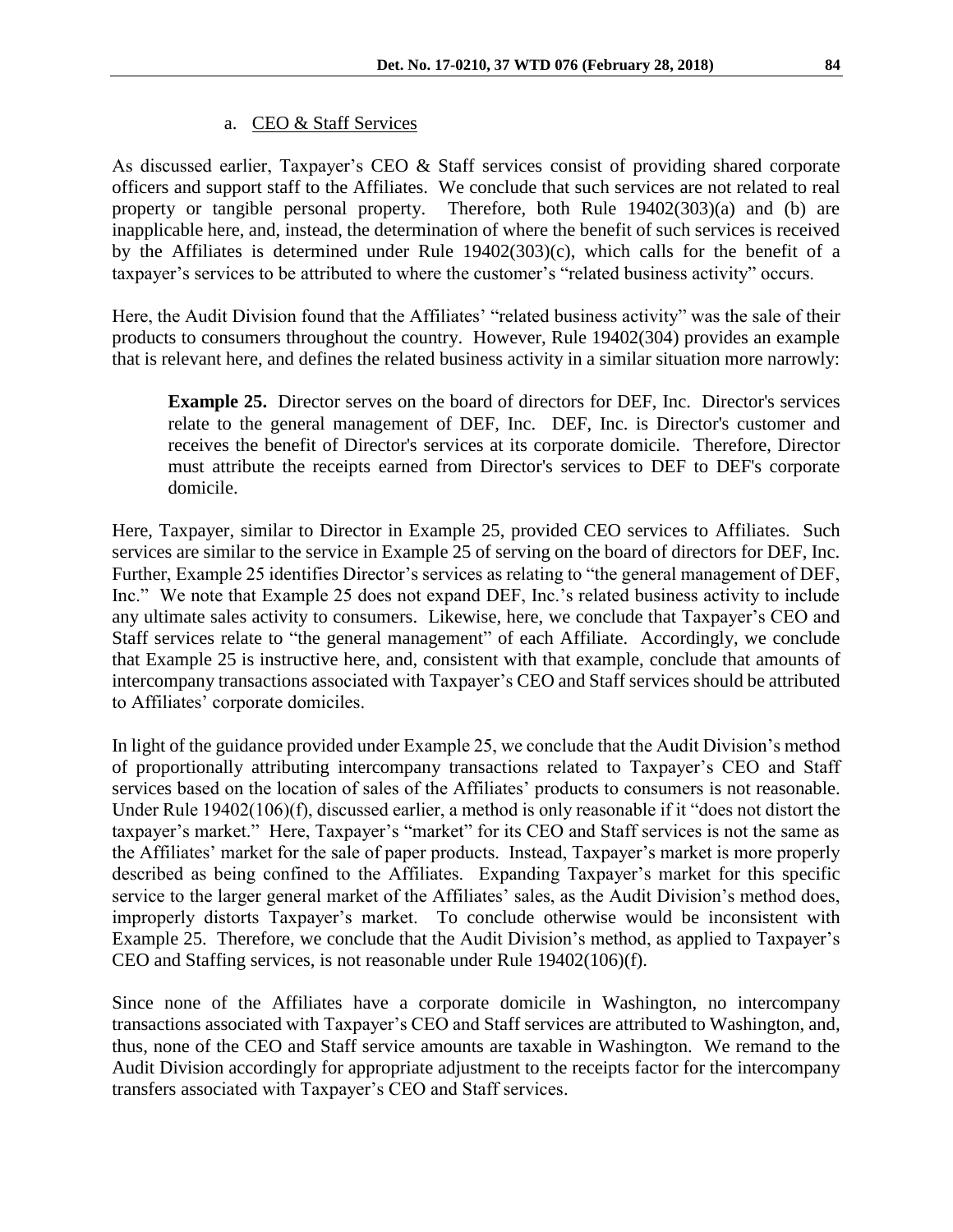a. <u>CEO & Staff Services</u>

As discussed earlier, Taxpayer's CEO & Staff services consist of providing shared corporate officers and support staff to the Affiliates. We conclude that such services are not related to real property or tangible personal property. Therefore, both Rule 19402(303)(a) and (b) are inapplicable here, and, instead, the determination of where the benefit of such services is received by the Affiliates is determined under Rule 19402(303)(c), which calls for the benefit of a taxpayer's services to be attributed to where the customer's "related business activity" occurs.

Here, the Audit Division found that the Affiliates' "related business activity" was the sale of their products to consumers throughout the country. However, Rule 19402(304) provides an example that is relevant here, and defines the related business activity in a similar situation more narrowly:

> **Example 25.** Director serves on the board of directors for DEF, Inc. Director's services relate to the general management of DEF, Inc. DEF, Inc. is Director's customer and receives the benefit of Director's services at its corporate domicile. Therefore, Director must attribute the receipts earned from Director's services to DEF to DEF's corporate domicile.

Here, Taxpayer, similar to Director in Example 25, provided CEO services to Affiliates. Such services are similar to the service in Example 25 of serving on the board of directors for DEF, Inc. Further, Example 25 identifies Director's services as relating to "the general management of DEF, Inc." We note that Example 25 does not expand DEF, Inc.'s related business activity to include any ultimate sales activity to consumers. Likewise, here, we conclude that Taxpayer's CEO and Staff services relate to "the general management" of each Affiliate. Accordingly, we conclude that Example 25 is instructive here, and, consistent with that example, conclude that amounts of intercompany transactions associated with Taxpayer's CEO and Staff services should be attributed to Affiliates' corporate domiciles.

In light of the guidance provided under Example 25, we conclude that the Audit Division's method of proportionally attributing intercompany transactions related to Taxpayer's CEO and Staff services based on the location of sales of the Affiliates' products to consumers is not reasonable. Under Rule 19402(106)(f), discussed earlier, a method is only reasonable if it "does not distort the taxpayer's market." Here, Taxpayer's "market" for its CEO and Staff services is not the same as the Affiliates' market for the sale of paper products. Instead, Taxpayer's market is more properly described as being confined to the Affiliates. Expanding Taxpayer's market for this specific service to the larger general market of the Affiliates' sales, as the Audit Division's method does, improperly distorts Taxpayer's market. To conclude otherwise would be inconsistent with Example 25. Therefore, we conclude that the Audit Division's method, as applied to Taxpayer's CEO and Staffing services, is not reasonable under Rule 19402(106)(f).

Since none of the Affiliates have a corporate domicile in Washington, no intercompany transactions associated with Taxpayer's CEO and Staff services are attributed to Washington, and, thus, none of the CEO and Staff service amounts are taxable in Washington. We remand to the Audit Division accordingly for appropriate adjustment to the receipts factor for the intercompany transfers associated with Taxpayer's CEO and Staff services.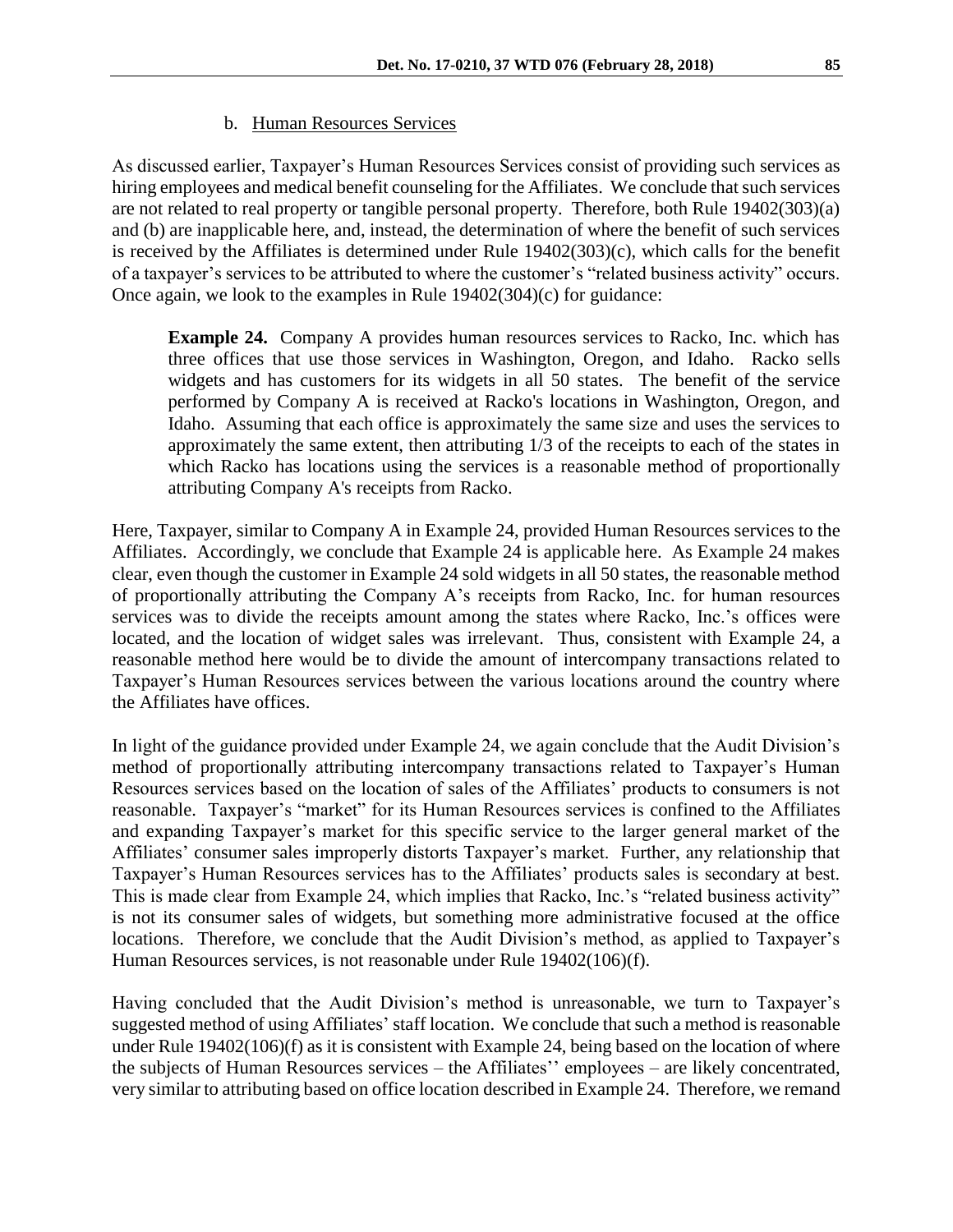### b. Human Resources Services

As discussed earlier, Taxpayer's Human Resources Services consist of providing such services as hiring employees and medical benefit counseling for the Affiliates. We conclude that such services are not related to real property or tangible personal property. Therefore, both Rule 19402(303)(a) and (b) are inapplicable here, and, instead, the determination of where the benefit of such services is received by the Affiliates is determined under Rule 19402(303)(c), which calls for the benefit of a taxpayer's services to be attributed to where the customer's "related business activity" occurs. Once again, we look to the examples in Rule 19402(304)(c) for guidance:

> **Example 24.** Company A provides human resources services to Racko, Inc. which has three offices that use those services in Washington, Oregon, and Idaho. Racko sells widgets and has customers for its widgets in all 50 states. The benefit of the service performed by Company A is received at Racko's locations in Washington, Oregon, and Idaho. Assuming that each office is approximately the same size and uses the services to approximately the same extent, then attributing 1/3 of the receipts to each of the states in which Racko has locations using the services is a reasonable method of proportionally attributing Company A's receipts from Racko.

Here, Taxpayer, similar to Company A in Example 24, provided Human Resources services to the Affiliates. Accordingly, we conclude that Example 24 is applicable here. As Example 24 makes clear, even though the customer in Example 24 sold widgets in all 50 states, the reasonable method of proportionally attributing the Company A's receipts from Racko, Inc. for human resources services was to divide the receipts amount among the states where Racko, Inc.'s offices were located, and the location of widget sales was irrelevant. Thus, consistent with Example 24, a reasonable method here would be to divide the amount of intercompany transactions related to Taxpayer's Human Resources services between the various locations around the country where the Affiliates have offices.

In light of the guidance provided under Example 24, we again conclude that the Audit Division's method of proportionally attributing intercompany transactions related to Taxpayer's Human Resources services based on the location of sales of the Affiliates' products to consumers is not reasonable. Taxpayer's "market" for its Human Resources services is confined to the Affiliates and expanding Taxpayer's market for this specific service to the larger general market of the Affiliates' consumer sales improperly distorts Taxpayer's market. Further, any relationship that Taxpayer's Human Resources services has to the Affiliates' products sales is secondary at best. This is made clear from Example 24, which implies that Racko, Inc.'s "related business activity" is not its consumer sales of widgets, but something more administrative focused at the office locations. Therefore, we conclude that the Audit Division's method, as applied to Taxpayer's Human Resources services, is not reasonable under Rule 19402(106)(f).

Having concluded that the Audit Division's method is unreasonable, we turn to Taxpayer's suggested method of using Affiliates' staff location. We conclude that such a method is reasonable under Rule 19402(106)(f) as it is consistent with Example 24, being based on the location of where the subjects of Human Resources services – the Affiliates'' employees – are likely concentrated, very similar to attributing based on office location described in Example 24. Therefore, we remand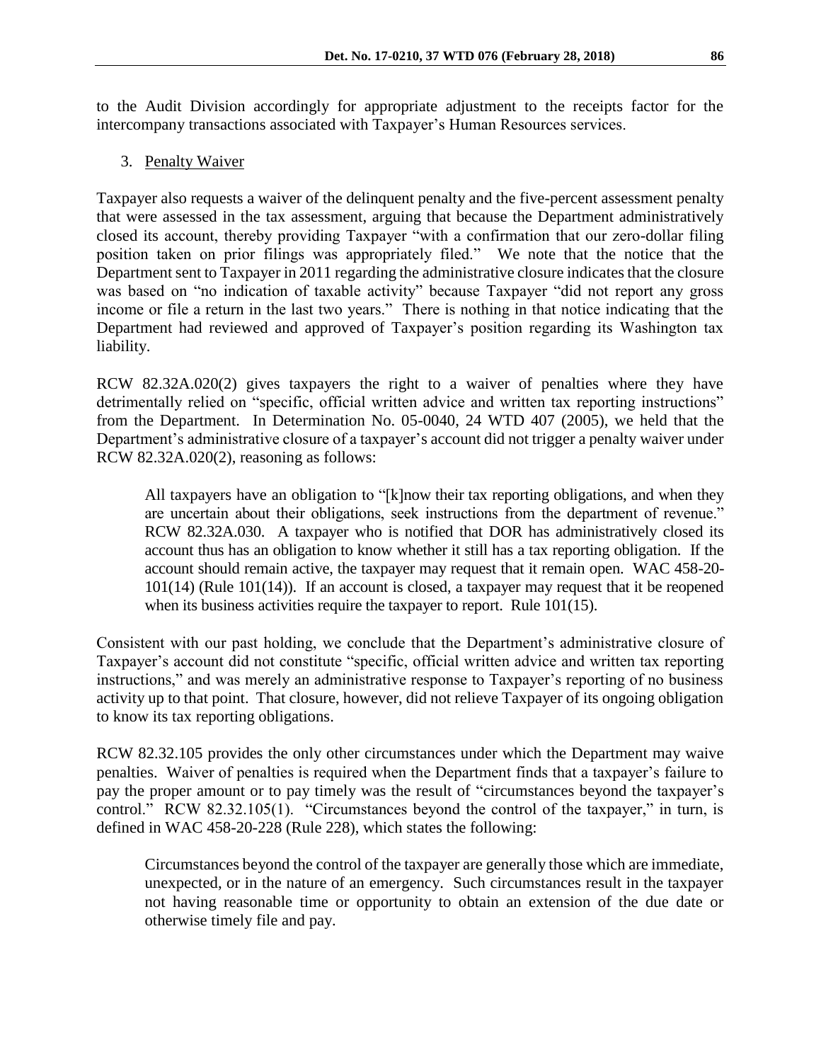to the Audit Division accordingly for appropriate adjustment to the receipts factor for the intercompany transactions associated with Taxpayer's Human Resources services.

3. Penalty Waiver

Taxpayer also requests a waiver of the delinquent penalty and the five-percent assessment penalty that were assessed in the tax assessment, arguing that because the Department administratively closed its account, thereby providing Taxpayer "with a confirmation that our zero-dollar filing position taken on prior filings was appropriately filed." We note that the notice that the Department sent to Taxpayer in 2011 regarding the administrative closure indicates that the closure was based on "no indication of taxable activity" because Taxpayer "did not report any gross income or file a return in the last two years." There is nothing in that notice indicating that the Department had reviewed and approved of Taxpayer's position regarding its Washington tax liability.

RCW 82.32A.020(2) gives taxpayers the right to a waiver of penalties where they have detrimentally relied on "specific, official written advice and written tax reporting instructions" from the Department. In Determination No. 05-0040, 24 WTD 407 (2005), we held that the Department's administrative closure of a taxpayer's account did not trigger a penalty waiver under RCW 82.32A.020(2), reasoning as follows:

> All taxpayers have an obligation to "[k]now their tax reporting obligations, and when they are uncertain about their obligations, seek instructions from the department of revenue." RCW 82.32A.030. A taxpayer who is notified that DOR has administratively closed its account thus has an obligation to know whether it still has a tax reporting obligation. If the account should remain active, the taxpayer may request that it remain open. WAC 458-20-101(14) (Rule 101(14)). If an account is closed, a taxpayer may request that it be reopened when its business activities require the taxpayer to report. Rule 101(15).

Consistent with our past holding, we conclude that the Department's administrative closure of Taxpayer's account did not constitute "specific, official written advice and written tax reporting instructions," and was merely an administrative response to Taxpayer's reporting of no business activity up to that point. That closure, however, did not relieve Taxpayer of its ongoing obligation to know its tax reporting obligations.

RCW 82.32.105 provides the only other circumstances under which the Department may waive penalties. Waiver of penalties is required when the Department finds that a taxpayer's failure to pay the proper amount or to pay timely was the result of "circumstances beyond the taxpayer's control." RCW 82.32.105(1). "Circumstances beyond the control of the taxpayer," in turn, is defined in WAC 458-20-228 (Rule 228), which states the following:

> Circumstances beyond the control of the taxpayer are generally those which are immediate, unexpected, or in the nature of an emergency. Such circumstances result in the taxpayer not having reasonable time or opportunity to obtain an extension of the due date or otherwise timely file and pay.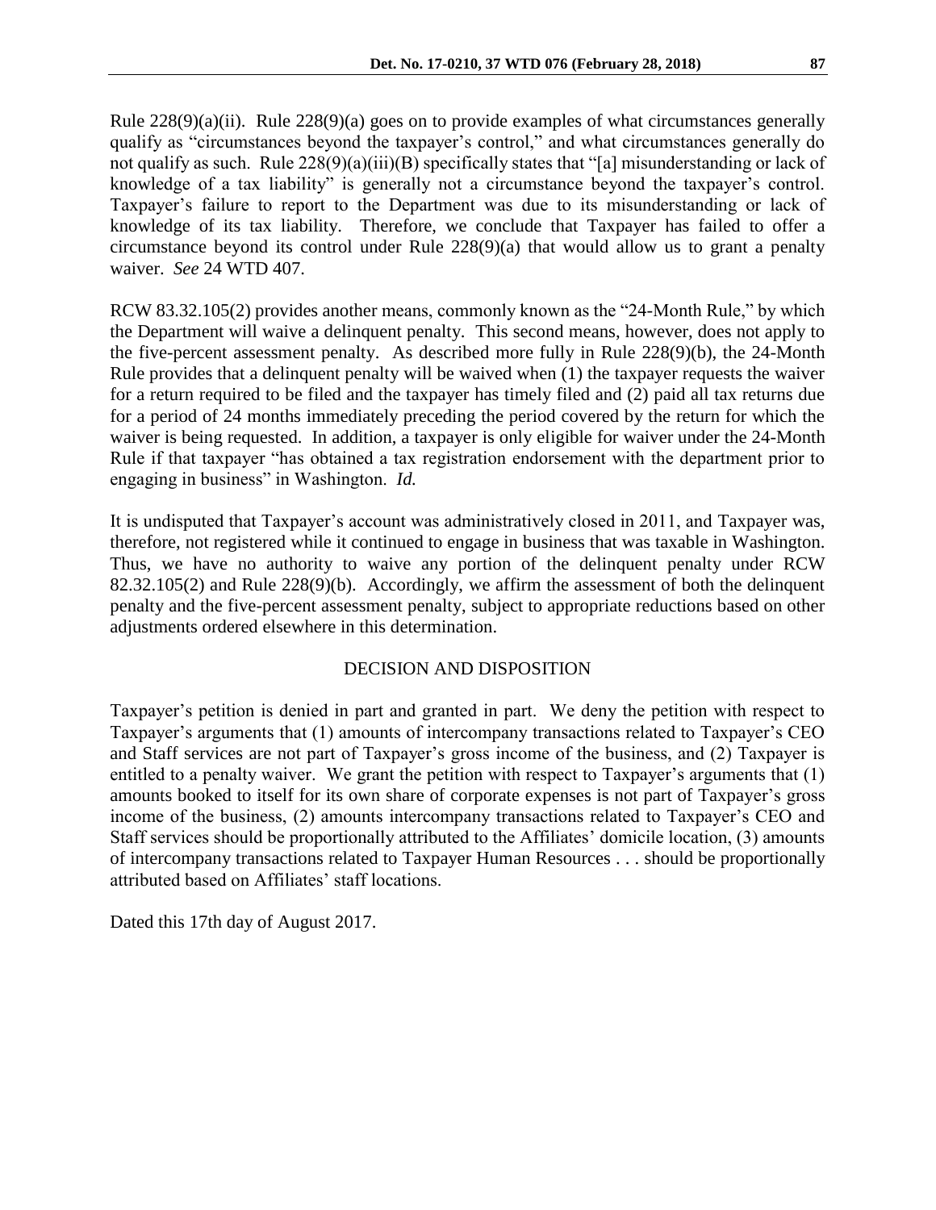Rule 228(9)(a)(ii). Rule 228(9)(a) goes on to provide examples of what circumstances generally qualify as "circumstances beyond the taxpayer's control," and what circumstances generally do not qualify as such. Rule 228(9)(a)(iii)(B) specifically states that "[a] misunderstanding or lack of knowledge of a tax liability" is generally not a circumstance beyond the taxpayer's control. Taxpayer's failure to report to the Department was due to its misunderstanding or lack of knowledge of its tax liability. Therefore, we conclude that Taxpayer has failed to offer a circumstance beyond its control under Rule 228(9)(a) that would allow us to grant a penalty waiver. *See* 24 WTD 407.

RCW 83.32.105(2) provides another means, commonly known as the "24-Month Rule," by which the Department will waive a delinquent penalty. This second means, however, does not apply to the five-percent assessment penalty. As described more fully in Rule 228(9)(b), the 24-Month Rule provides that a delinquent penalty will be waived when (1) the taxpayer requests the waiver for a return required to be filed and the taxpayer has timely filed and (2) paid all tax returns due for a period of 24 months immediately preceding the period covered by the return for which the waiver is being requested. In addition, a taxpayer is only eligible for waiver under the 24-Month Rule if that taxpayer "has obtained a tax registration endorsement with the department prior to engaging in business" in Washington. *Id.*

It is undisputed that Taxpayer's account was administratively closed in 2011, and Taxpayer was, therefore, not registered while it continued to engage in business that was taxable in Washington. Thus, we have no authority to waive any portion of the delinquent penalty under RCW 82.32.105(2) and Rule 228(9)(b). Accordingly, we affirm the assessment of both the delinquent penalty and the five-percent assessment penalty, subject to appropriate reductions based on other adjustments ordered elsewhere in this determination.

## DECISION AND DISPOSITION

Taxpayer's petition is denied in part and granted in part. We deny the petition with respect to Taxpayer's arguments that (1) amounts of intercompany transactions related to Taxpayer's CEO and Staff services are not part of Taxpayer's gross income of the business, and (2) Taxpayer is entitled to a penalty waiver. We grant the petition with respect to Taxpayer's arguments that (1) amounts booked to itself for its own share of corporate expenses is not part of Taxpayer's gross income of the business, (2) amounts intercompany transactions related to Taxpayer's CEO and Staff services should be proportionally attributed to the Affiliates' domicile location, (3) amounts of intercompany transactions related to Taxpayer Human Resources . . . should be proportionally attributed based on Affiliates' staff locations.

Dated this 17th day of August 2017.